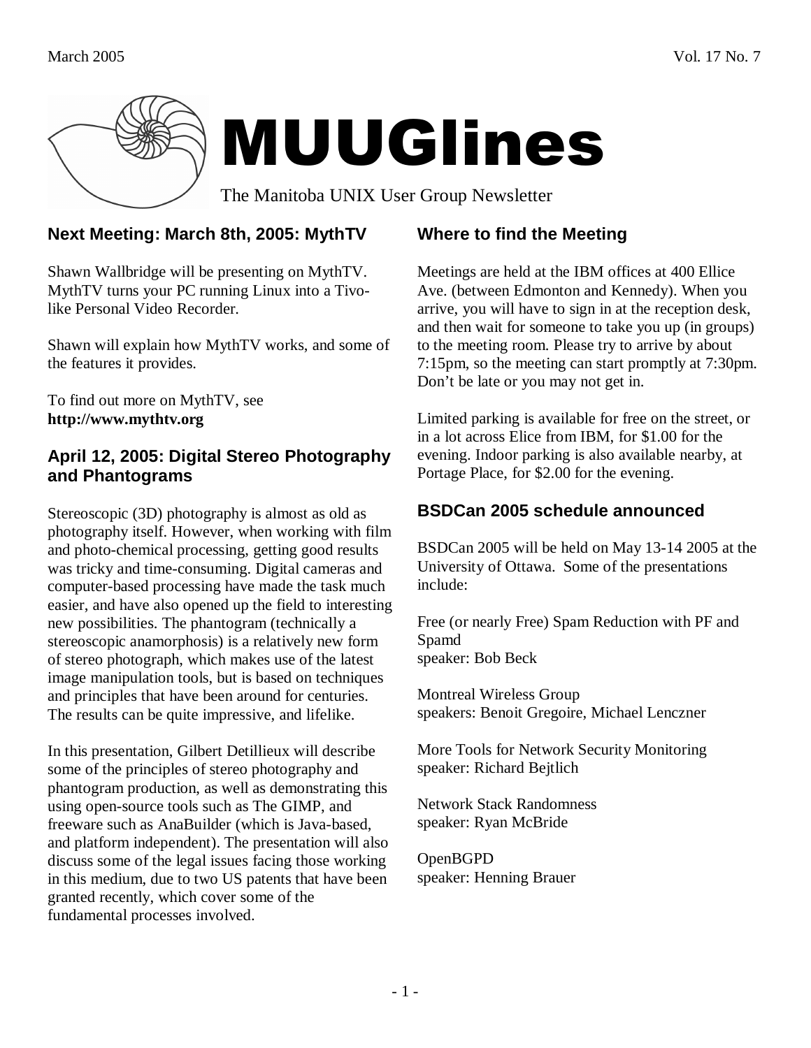March 2005 Vol. 17 No. 7

# MUUGlines

The Manitoba UNIX User Group Newsletter

## Next Meeting: March 8th, 2005: MythTV

Shawn Wallbridge will be presenting on MythTV. MythTV turns your PC running Linux into a Tivo-like Personal Video Recorder.

Shawn will explain how MythTV works, and some of the features it provides.

To find out more on MythTV, see **http://www.mythtv.org**

## April 12, 2005: Digital Stereo Photography and Phantograms

Stereoscopic (3D) photography is almost as old as photography itself. However, when working with film and photo-chemical processing, getting good results was tricky and time-consuming. Digital cameras and computer-based processing have made the task much easier, and have also opened up the field to interesting new possibilities. The phantogram (technically a stereoscopic anamorphosis) is a relatively new form of stereo photograph, which makes use of the latest image manipulation tools, but is based on techniques and principles that have been around for centuries. The results can be quite impressive, and lifelike.

In this presentation, Gilbert Detillieux will describe some of the principles of stereo photography and phantogram production, as well as demonstrating this using open-source tools such as The GIMP, and freeware such as AnaBuilder (which is Java-based, and platform independent). The presentation will also discuss some of the legal issues facing those working in this medium, due to two US patents that have been granted recently, which cover some of the fundamental processes involved.

## Where to find the Meeting

Meetings are held at the IBM offices at 400 Ellice Ave. (between Edmonton and Kennedy). When you arrive, you will have to sign in at the reception desk, and then wait for someone to take you up (in groups) to the meeting room. Please try to arrive by about 7:15pm, so the meeting can start promptly at 7:30pm. Don't be late or you may not get in.

Limited parking is available for free on the street, or in a lot across Elice from IBM, for $1.00 for the evening. Indoor parking is also available nearby, at Portage Place, for $2.00 for the evening.

## BSDCan 2005 schedule announced

BSDCan 2005 will be held on May 13-14 2005 at the University of Ottawa. Some of the presentations include:

Free (or nearly Free) Spam Reduction with PF and Spamd
speaker: Bob Beck

Montreal Wireless Group
speakers: Benoit Gregoire, Michael Lenczner

More Tools for Network Security Monitoring
speaker: Richard Bejtlich

Network Stack Randomness
speaker: Ryan McBride

OpenBGPD
speaker: Henning Brauer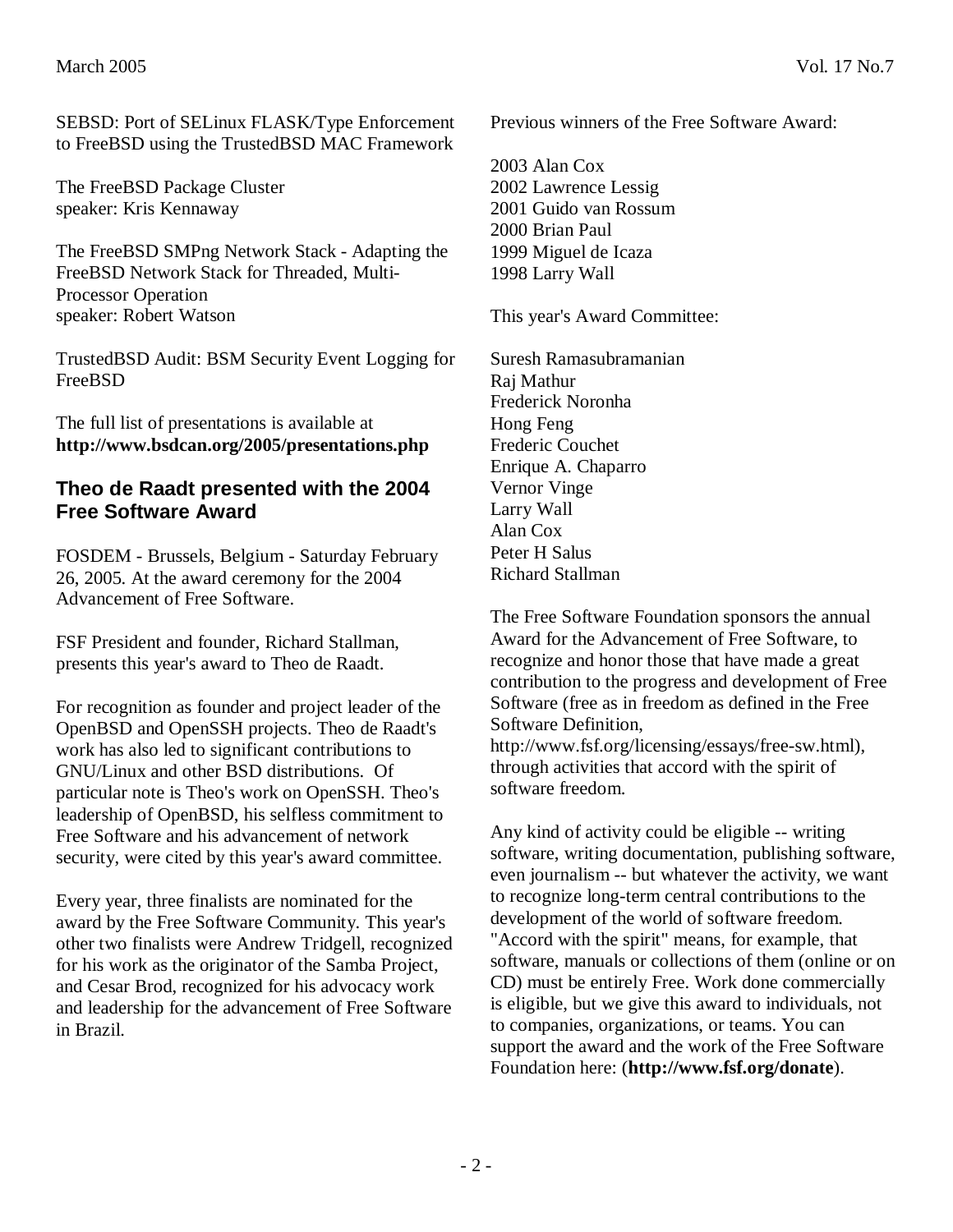SEBSD: Port of SELinux FLASK/Type Enforcement to FreeBSD using the TrustedBSD MAC Framework

The FreeBSD Package Cluster
speaker: Kris Kennaway

The FreeBSD SMPng Network Stack - Adapting the FreeBSD Network Stack for Threaded, Multi-Processor Operation
speaker: Robert Watson

TrustedBSD Audit: BSM Security Event Logging for FreeBSD

The full list of presentations is available at **http://www.bsdcan.org/2005/presentations.php**

## Theo de Raadt presented with the 2004 Free Software Award

FOSDEM - Brussels, Belgium - Saturday February 26, 2005. At the award ceremony for the 2004 Advancement of Free Software.

FSF President and founder, Richard Stallman, presents this year's award to Theo de Raadt.

For recognition as founder and project leader of the OpenBSD and OpenSSH projects. Theo de Raadt's work has also led to significant contributions to GNU/Linux and other BSD distributions. Of particular note is Theo's work on OpenSSH. Theo's leadership of OpenBSD, his selfless commitment to Free Software and his advancement of network security, were cited by this year's award committee.

Every year, three finalists are nominated for the award by the Free Software Community. This year's other two finalists were Andrew Tridgell, recognized for his work as the originator of the Samba Project, and Cesar Brod, recognized for his advocacy work and leadership for the advancement of Free Software in Brazil.

Previous winners of the Free Software Award:

2003 Alan Cox
2002 Lawrence Lessig
2001 Guido van Rossum
2000 Brian Paul
1999 Miguel de Icaza
1998 Larry Wall

This year's Award Committee:

Suresh Ramasubramanian
Raj Mathur
Frederick Noronha
Hong Feng
Frederic Couchet
Enrique A. Chaparro
Vernor Vinge
Larry Wall
Alan Cox
Peter H Salus
Richard Stallman

The Free Software Foundation sponsors the annual Award for the Advancement of Free Software, to recognize and honor those that have made a great contribution to the progress and development of Free Software (free as in freedom as defined in the Free Software Definition, http://www.fsf.org/licensing/essays/free-sw.html), through activities that accord with the spirit of software freedom.

Any kind of activity could be eligible -- writing software, writing documentation, publishing software, even journalism -- but whatever the activity, we want to recognize long-term central contributions to the development of the world of software freedom. "Accord with the spirit" means, for example, that software, manuals or collections of them (online or on CD) must be entirely Free. Work done commercially is eligible, but we give this award to individuals, not to companies, organizations, or teams. You can support the award and the work of the Free Software Foundation here: (**http://www.fsf.org/donate**).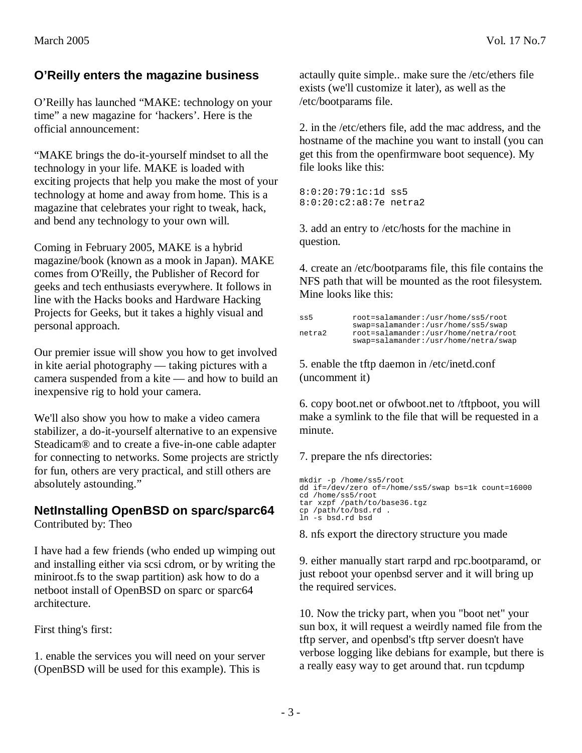## O'Reilly enters the magazine business

O'Reilly has launched "MAKE: technology on your time" a new magazine for 'hackers'. Here is the official announcement:

"MAKE brings the do-it-yourself mindset to all the technology in your life. MAKE is loaded with exciting projects that help you make the most of your technology at home and away from home. This is a magazine that celebrates your right to tweak, hack, and bend any technology to your own will.

Coming in February 2005, MAKE is a hybrid magazine/book (known as a mook in Japan). MAKE comes from O'Reilly, the Publisher of Record for geeks and tech enthusiasts everywhere. It follows in line with the Hacks books and Hardware Hacking Projects for Geeks, but it takes a highly visual and personal approach.

Our premier issue will show you how to get involved in kite aerial photography — taking pictures with a camera suspended from a kite — and how to build an inexpensive rig to hold your camera.

We'll also show you how to make a video camera stabilizer, a do-it-yourself alternative to an expensive Steadicam® and to create a five-in-one cable adapter for connecting to networks. Some projects are strictly for fun, others are very practical, and still others are absolutely astounding."

## NetInstalling OpenBSD on sparc/sparc64

Contributed by: Theo

I have had a few friends (who ended up wimping out and installing either via scsi cdrom, or by writing the miniroot.fs to the swap partition) ask how to do a netboot install of OpenBSD on sparc or sparc64 architecture.

First thing's first:

1. enable the services you will need on your server (OpenBSD will be used for this example). This is actaully quite simple.. make sure the /etc/ethers file exists (we'll customize it later), as well as the /etc/bootparams file.

2. in the /etc/ethers file, add the mac address, and the hostname of the machine you want to install (you can get this from the openfirmware boot sequence). My file looks like this:

```
8:0:20:79:1c:1d ss5
8:0:20:c2:a8:7e netra2
```

3. add an entry to /etc/hosts for the machine in question.

4. create an /etc/bootparams file, this file contains the NFS path that will be mounted as the root filesystem. Mine looks like this:

```
ss5         root=salamander:/usr/home/ss5/root
            swap=salamander:/usr/home/ss5/swap
netra2      root=salamander:/usr/home/netra/root
            swap=salamander:/usr/home/netra/swap
```

5. enable the tftp daemon in /etc/inetd.conf (uncomment it)

6. copy boot.net or ofwboot.net to /tftpboot, you will make a symlink to the file that will be requested in a minute.

7. prepare the nfs directories:

```
mkdir -p /home/ss5/root
dd if=/dev/zero of=/home/ss5/swap bs=1k count=16000
cd /home/ss5/root
tar xzpf /path/to/base36.tgz
cp /path/to/bsd.rd .
ln -s bsd.rd bsd
```

8. nfs export the directory structure you made

9. either manually start rarpd and rpc.bootparamd, or just reboot your openbsd server and it will bring up the required services.

10. Now the tricky part, when you "boot net" your sun box, it will request a weirdly named file from the tftp server, and openbsd's tftp server doesn't have verbose logging like debians for example, but there is a really easy way to get around that. run tcpdump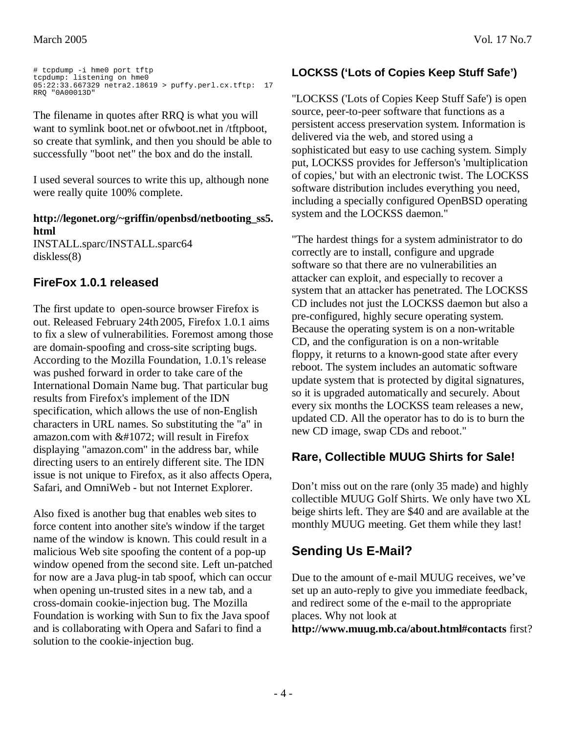```
# tcpdump -i hme0 port tftp
tcpdump: listening on hme0
05:22:33.667329 netra2.18619 > puffy.perl.cx.tftp:  17
RRQ "0A00013D"
```

The filename in quotes after RRQ is what you will want to symlink boot.net or ofwboot.net in /tftpboot, so create that symlink, and then you should be able to successfully "boot net" the box and do the install.

I used several sources to write this up, although none were really quite 100% complete.

**http://legonet.org/~griffin/openbsd/netbooting_ss5.html**
INSTALL.sparc/INSTALL.sparc64
diskless(8)

## FireFox 1.0.1 released

The first update to open-source browser Firefox is out. Released February 24th 2005, Firefox 1.0.1 aims to fix a slew of vulnerabilities. Foremost among those are domain-spoofing and cross-site scripting bugs. According to the Mozilla Foundation, 1.0.1's release was pushed forward in order to take care of the International Domain Name bug. That particular bug results from Firefox's implement of the IDN specification, which allows the use of non-English characters in URL names. So substituting the "a" in amazon.com with &#1072; will result in Firefox displaying "amazon.com" in the address bar, while directing users to an entirely different site. The IDN issue is not unique to Firefox, as it also affects Opera, Safari, and OmniWeb - but not Internet Explorer.

Also fixed is another bug that enables web sites to force content into another site's window if the target name of the window is known. This could result in a malicious Web site spoofing the content of a pop-up window opened from the second site. Left un-patched for now are a Java plug-in tab spoof, which can occur when opening un-trusted sites in a new tab, and a cross-domain cookie-injection bug. The Mozilla Foundation is working with Sun to fix the Java spoof and is collaborating with Opera and Safari to find a solution to the cookie-injection bug.

### LOCKSS ('Lots of Copies Keep Stuff Safe')

"LOCKSS ('Lots of Copies Keep Stuff Safe') is open source, peer-to-peer software that functions as a persistent access preservation system. Information is delivered via the web, and stored using a sophisticated but easy to use caching system. Simply put, LOCKSS provides for Jefferson's 'multiplication of copies,' but with an electronic twist. The LOCKSS software distribution includes everything you need, including a specially configured OpenBSD operating system and the LOCKSS daemon."

"The hardest things for a system administrator to do correctly are to install, configure and upgrade software so that there are no vulnerabilities an attacker can exploit, and especially to recover a system that an attacker has penetrated. The LOCKSS CD includes not just the LOCKSS daemon but also a pre-configured, highly secure operating system. Because the operating system is on a non-writable CD, and the configuration is on a non-writable floppy, it returns to a known-good state after every reboot. The system includes an automatic software update system that is protected by digital signatures, so it is upgraded automatically and securely. About every six months the LOCKSS team releases a new, updated CD. All the operator has to do is to burn the new CD image, swap CDs and reboot."

### Rare, Collectible MUUG Shirts for Sale!

Don't miss out on the rare (only 35 made) and highly collectible MUUG Golf Shirts. We only have two XL beige shirts left. They are $40 and are available at the monthly MUUG meeting. Get them while they last!

## Sending Us E-Mail?

Due to the amount of e-mail MUUG receives, we've set up an auto-reply to give you immediate feedback, and redirect some of the e-mail to the appropriate places. Why not look at **http://www.muug.mb.ca/about.html#contacts** first?